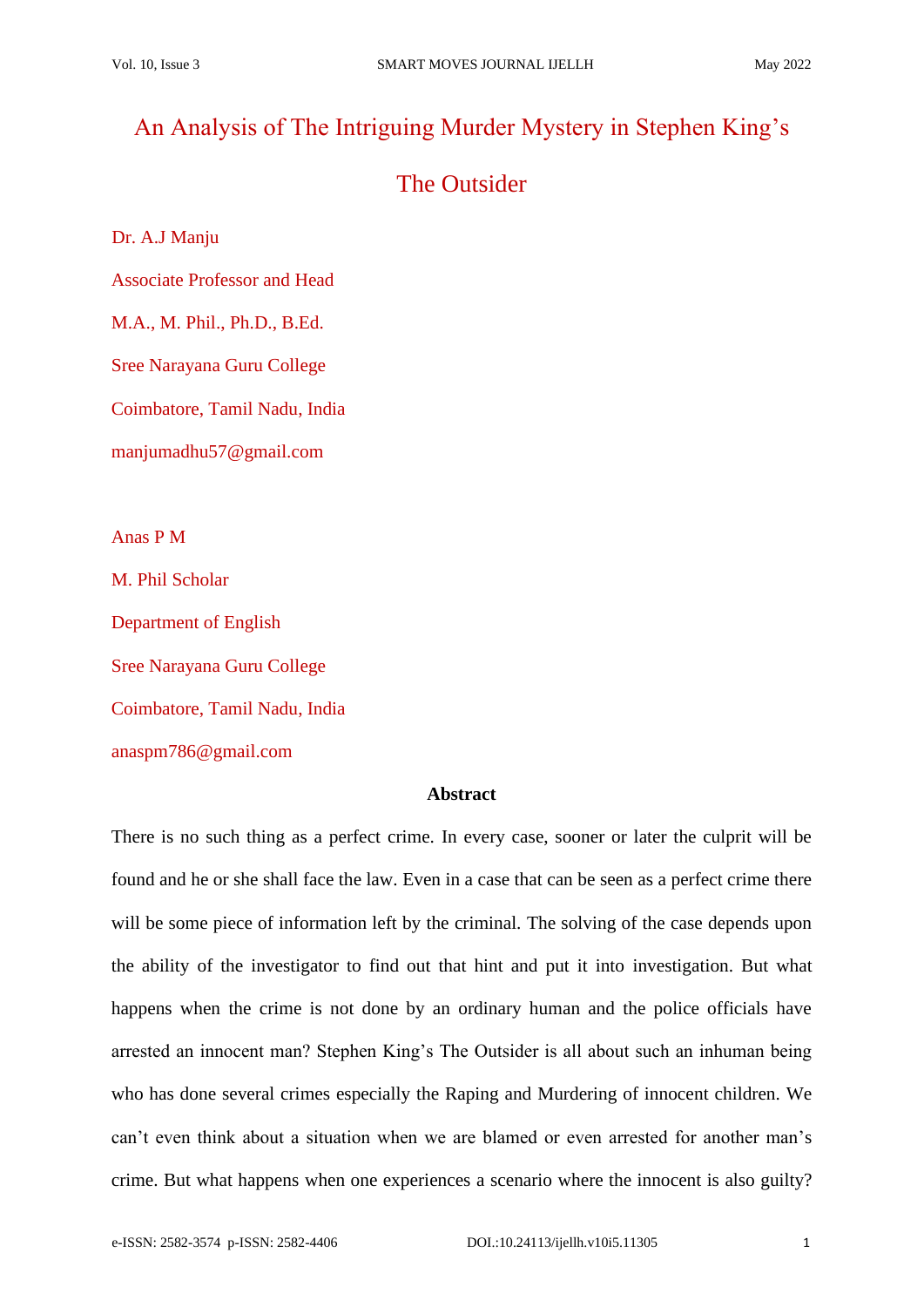# An Analysis of The Intriguing Murder Mystery in Stephen King's The Outsider

Dr. A.J Manju

Associate Professor and Head

M.A., M. Phil., Ph.D., B.Ed.

Sree Narayana Guru College

Coimbatore, Tamil Nadu, India

manjumadhu57@gmail.com

Anas P M

M. Phil Scholar

Department of English

Sree Narayana Guru College

Coimbatore, Tamil Nadu, India

anaspm786@gmail.com

## Abstract

There is no such thing as a perfect crime. In every case, sooner or later the culprit will be found and he or she shall face the law. Even in a case that can be seen as a perfect crime there will be some piece of information left by the criminal. The solving of the case depends upon the ability of the investigator to find out that hint and put it into investigation. But what happens when the crime is not done by an ordinary human and the police officials have arrested an innocent man? Stephen King's The Outsider is all about such an inhuman being who has done several crimes especially the Raping and Murdering of innocent children. We can't even think about a situation when we are blamed or even arrested for another man's crime. But what happens when one experiences a scenario where the innocent is also guilty?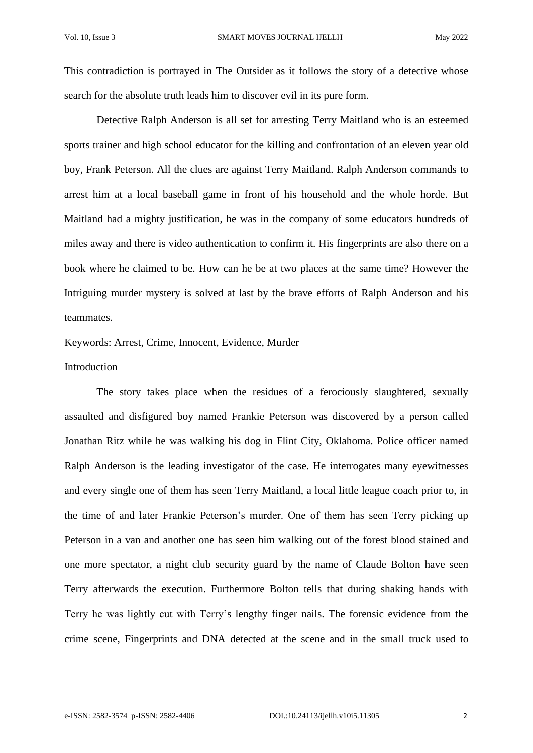This contradiction is portrayed in The Outsider as it follows the story of a detective whose search for the absolute truth leads him to discover evil in its pure form.

Detective Ralph Anderson is all set for arresting Terry Maitland who is an esteemed sports trainer and high school educator for the killing and confrontation of an eleven year old boy, Frank Peterson. All the clues are against Terry Maitland. Ralph Anderson commands to arrest him at a local baseball game in front of his household and the whole horde. But Maitland had a mighty justification, he was in the company of some educators hundreds of miles away and there is video authentication to confirm it. His fingerprints are also there on a book where he claimed to be. How can he be at two places at the same time? However the Intriguing murder mystery is solved at last by the brave efforts of Ralph Anderson and his teammates.

Keywords: Arrest, Crime, Innocent, Evidence, Murder

## Introduction

The story takes place when the residues of a ferociously slaughtered, sexually assaulted and disfigured boy named Frankie Peterson was discovered by a person called Jonathan Ritz while he was walking his dog in Flint City, Oklahoma. Police officer named Ralph Anderson is the leading investigator of the case. He interrogates many eyewitnesses and every single one of them has seen Terry Maitland, a local little league coach prior to, in the time of and later Frankie Peterson's murder. One of them has seen Terry picking up Peterson in a van and another one has seen him walking out of the forest blood stained and one more spectator, a night club security guard by the name of Claude Bolton have seen Terry afterwards the execution. Furthermore Bolton tells that during shaking hands with Terry he was lightly cut with Terry's lengthy finger nails. The forensic evidence from the crime scene, Fingerprints and DNA detected at the scene and in the small truck used to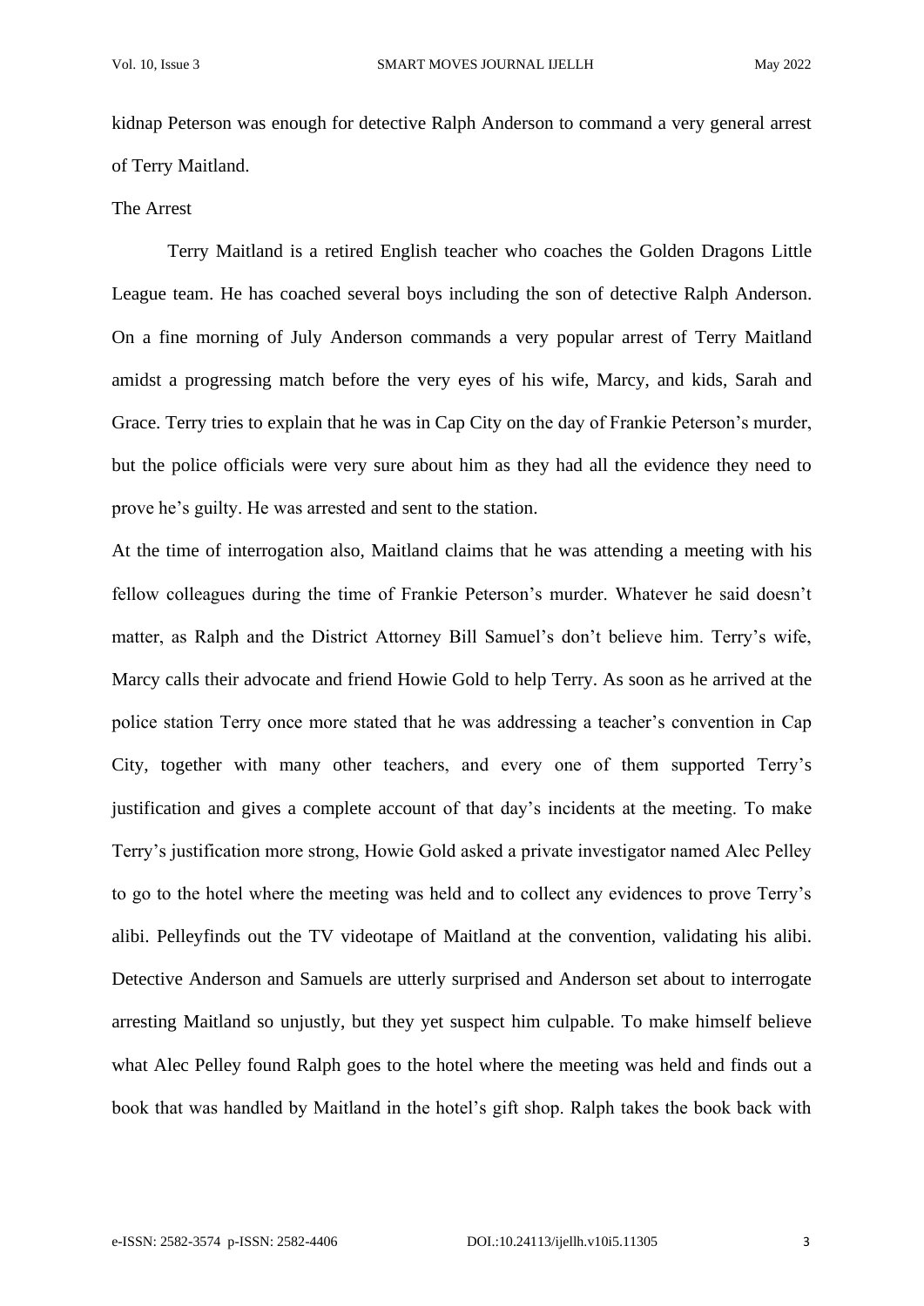kidnap Peterson was enough for detective Ralph Anderson to command a very general arrest of Terry Maitland.

The Arrest

Terry Maitland is a retired English teacher who coaches the Golden Dragons Little League team. He has coached several boys including the son of detective Ralph Anderson. On a fine morning of July Anderson commands a very popular arrest of Terry Maitland amidst a progressing match before the very eyes of his wife, Marcy, and kids, Sarah and Grace. Terry tries to explain that he was in Cap City on the day of Frankie Peterson's murder, but the police officials were very sure about him as they had all the evidence they need to prove he's guilty. He was arrested and sent to the station.

At the time of interrogation also, Maitland claims that he was attending a meeting with his fellow colleagues during the time of Frankie Peterson's murder. Whatever he said doesn't matter, as Ralph and the District Attorney Bill Samuel's don't believe him. Terry's wife, Marcy calls their advocate and friend Howie Gold to help Terry. As soon as he arrived at the police station Terry once more stated that he was addressing a teacher's convention in Cap City, together with many other teachers, and every one of them supported Terry's justification and gives a complete account of that day's incidents at the meeting. To make Terry's justification more strong, Howie Gold asked a private investigator named Alec Pelley to go to the hotel where the meeting was held and to collect any evidences to prove Terry's alibi. Pelleyfinds out the TV videotape of Maitland at the convention, validating his alibi. Detective Anderson and Samuels are utterly surprised and Anderson set about to interrogate arresting Maitland so unjustly, but they yet suspect him culpable. To make himself believe what Alec Pelley found Ralph goes to the hotel where the meeting was held and finds out a book that was handled by Maitland in the hotel's gift shop. Ralph takes the book back with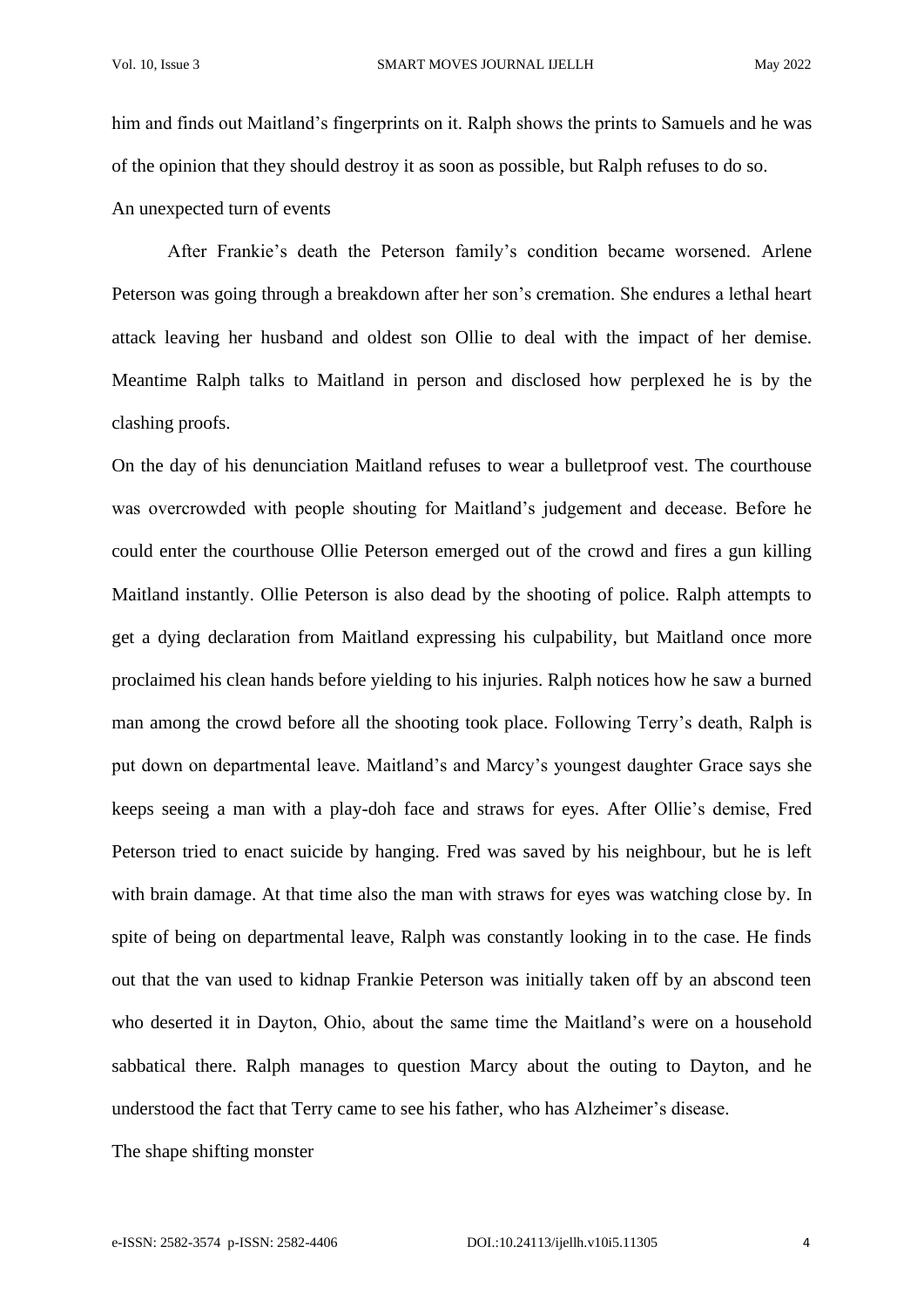him and finds out Maitland's fingerprints on it. Ralph shows the prints to Samuels and he was of the opinion that they should destroy it as soon as possible, but Ralph refuses to do so.

## An unexpected turn of events

After Frankie's death the Peterson family's condition became worsened. Arlene Peterson was going through a breakdown after her son's cremation. She endures a lethal heart attack leaving her husband and oldest son Ollie to deal with the impact of her demise. Meantime Ralph talks to Maitland in person and disclosed how perplexed he is by the clashing proofs.

On the day of his denunciation Maitland refuses to wear a bulletproof vest. The courthouse was overcrowded with people shouting for Maitland's judgement and decease. Before he could enter the courthouse Ollie Peterson emerged out of the crowd and fires a gun killing Maitland instantly. Ollie Peterson is also dead by the shooting of police. Ralph attempts to get a dying declaration from Maitland expressing his culpability, but Maitland once more proclaimed his clean hands before yielding to his injuries. Ralph notices how he saw a burned man among the crowd before all the shooting took place. Following Terry's death, Ralph is put down on departmental leave. Maitland's and Marcy's youngest daughter Grace says she keeps seeing a man with a play-doh face and straws for eyes. After Ollie's demise, Fred Peterson tried to enact suicide by hanging. Fred was saved by his neighbour, but he is left with brain damage. At that time also the man with straws for eyes was watching close by. In spite of being on departmental leave, Ralph was constantly looking in to the case. He finds out that the van used to kidnap Frankie Peterson was initially taken off by an abscond teen who deserted it in Dayton, Ohio, about the same time the Maitland's were on a household sabbatical there. Ralph manages to question Marcy about the outing to Dayton, and he understood the fact that Terry came to see his father, who has Alzheimer's disease.

## The shape shifting monster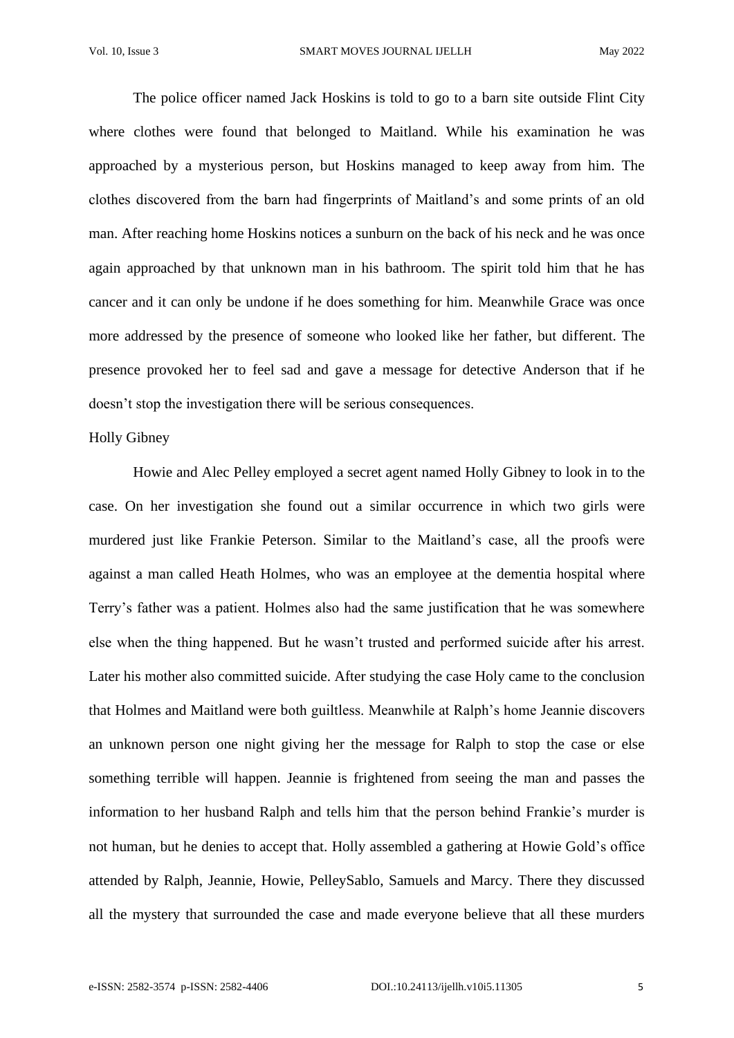The police officer named Jack Hoskins is told to go to a barn site outside Flint City where clothes were found that belonged to Maitland. While his examination he was approached by a mysterious person, but Hoskins managed to keep away from him. The clothes discovered from the barn had fingerprints of Maitland's and some prints of an old man. After reaching home Hoskins notices a sunburn on the back of his neck and he was once again approached by that unknown man in his bathroom. The spirit told him that he has cancer and it can only be undone if he does something for him. Meanwhile Grace was once more addressed by the presence of someone who looked like her father, but different. The presence provoked her to feel sad and gave a message for detective Anderson that if he doesn't stop the investigation there will be serious consequences.

Holly Gibney

Howie and Alec Pelley employed a secret agent named Holly Gibney to look in to the case. On her investigation she found out a similar occurrence in which two girls were murdered just like Frankie Peterson. Similar to the Maitland's case, all the proofs were against a man called Heath Holmes, who was an employee at the dementia hospital where Terry's father was a patient. Holmes also had the same justification that he was somewhere else when the thing happened. But he wasn't trusted and performed suicide after his arrest. Later his mother also committed suicide. After studying the case Holy came to the conclusion that Holmes and Maitland were both guiltless. Meanwhile at Ralph's home Jeannie discovers an unknown person one night giving her the message for Ralph to stop the case or else something terrible will happen. Jeannie is frightened from seeing the man and passes the information to her husband Ralph and tells him that the person behind Frankie's murder is not human, but he denies to accept that. Holly assembled a gathering at Howie Gold's office attended by Ralph, Jeannie, Howie, PelleySablo, Samuels and Marcy. There they discussed all the mystery that surrounded the case and made everyone believe that all these murders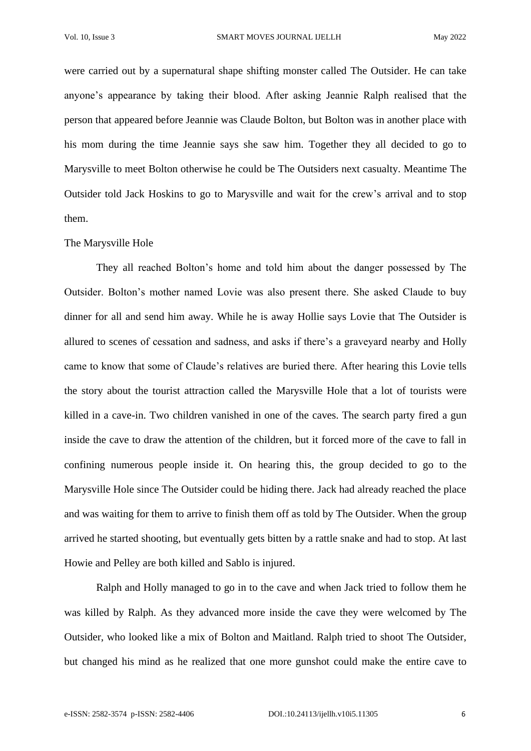were carried out by a supernatural shape shifting monster called The Outsider. He can take anyone's appearance by taking their blood. After asking Jeannie Ralph realised that the person that appeared before Jeannie was Claude Bolton, but Bolton was in another place with his mom during the time Jeannie says she saw him. Together they all decided to go to Marysville to meet Bolton otherwise he could be The Outsiders next casualty. Meantime The Outsider told Jack Hoskins to go to Marysville and wait for the crew's arrival and to stop them.

The Marysville Hole

They all reached Bolton's home and told him about the danger possessed by The Outsider. Bolton's mother named Lovie was also present there. She asked Claude to buy dinner for all and send him away. While he is away Hollie says Lovie that The Outsider is allured to scenes of cessation and sadness, and asks if there's a graveyard nearby and Holly came to know that some of Claude's relatives are buried there. After hearing this Lovie tells the story about the tourist attraction called the Marysville Hole that a lot of tourists were killed in a cave-in. Two children vanished in one of the caves. The search party fired a gun inside the cave to draw the attention of the children, but it forced more of the cave to fall in confining numerous people inside it. On hearing this, the group decided to go to the Marysville Hole since The Outsider could be hiding there. Jack had already reached the place and was waiting for them to arrive to finish them off as told by The Outsider. When the group arrived he started shooting, but eventually gets bitten by a rattle snake and had to stop. At last Howie and Pelley are both killed and Sablo is injured.

Ralph and Holly managed to go in to the cave and when Jack tried to follow them he was killed by Ralph. As they advanced more inside the cave they were welcomed by The Outsider, who looked like a mix of Bolton and Maitland. Ralph tried to shoot The Outsider, but changed his mind as he realized that one more gunshot could make the entire cave to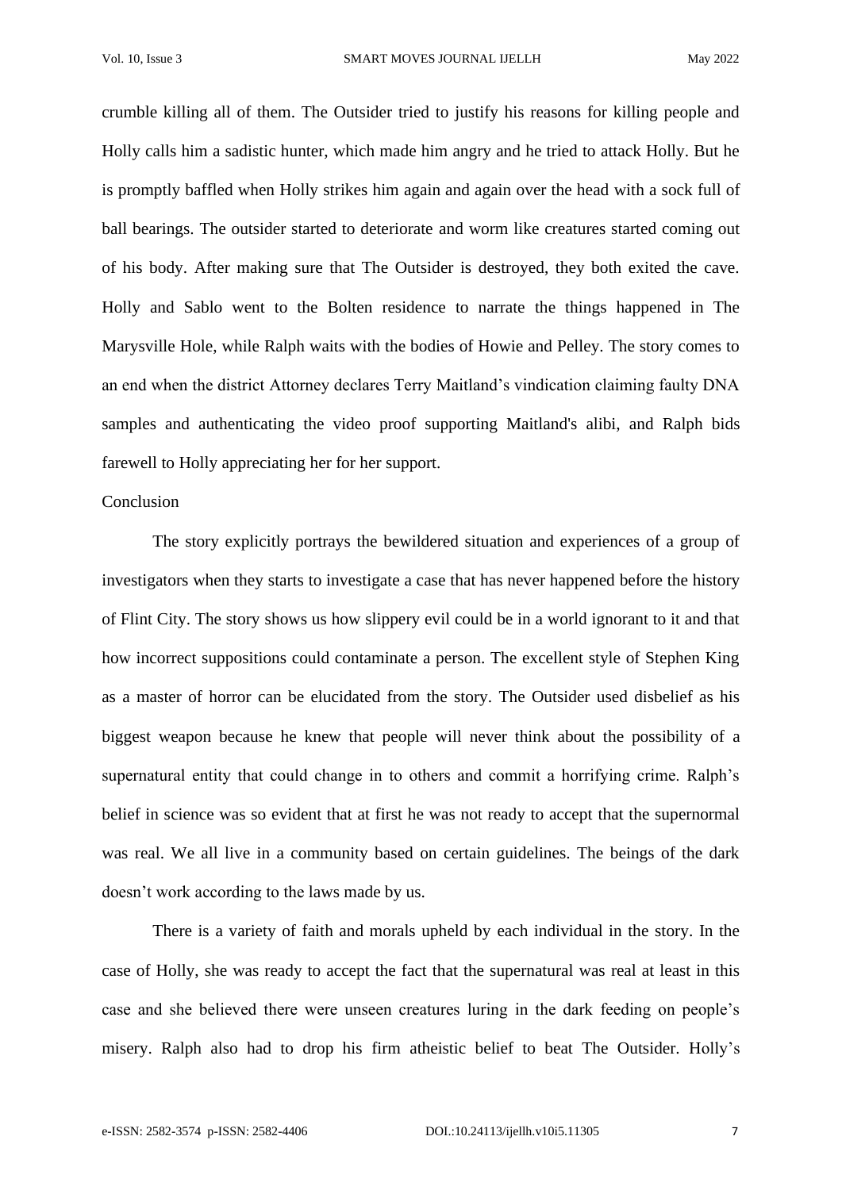crumble killing all of them. The Outsider tried to justify his reasons for killing people and Holly calls him a sadistic hunter, which made him angry and he tried to attack Holly. But he is promptly baffled when Holly strikes him again and again over the head with a sock full of ball bearings. The outsider started to deteriorate and worm like creatures started coming out of his body. After making sure that The Outsider is destroyed, they both exited the cave. Holly and Sablo went to the Bolten residence to narrate the things happened in The Marysville Hole, while Ralph waits with the bodies of Howie and Pelley. The story comes to an end when the district Attorney declares Terry Maitland's vindication claiming faulty DNA samples and authenticating the video proof supporting Maitland's alibi, and Ralph bids farewell to Holly appreciating her for her support.

## Conclusion

The story explicitly portrays the bewildered situation and experiences of a group of investigators when they starts to investigate a case that has never happened before the history of Flint City. The story shows us how slippery evil could be in a world ignorant to it and that how incorrect suppositions could contaminate a person. The excellent style of Stephen King as a master of horror can be elucidated from the story. The Outsider used disbelief as his biggest weapon because he knew that people will never think about the possibility of a supernatural entity that could change in to others and commit a horrifying crime. Ralph's belief in science was so evident that at first he was not ready to accept that the supernormal was real. We all live in a community based on certain guidelines. The beings of the dark doesn't work according to the laws made by us.

There is a variety of faith and morals upheld by each individual in the story. In the case of Holly, she was ready to accept the fact that the supernatural was real at least in this case and she believed there were unseen creatures luring in the dark feeding on people's misery. Ralph also had to drop his firm atheistic belief to beat The Outsider. Holly's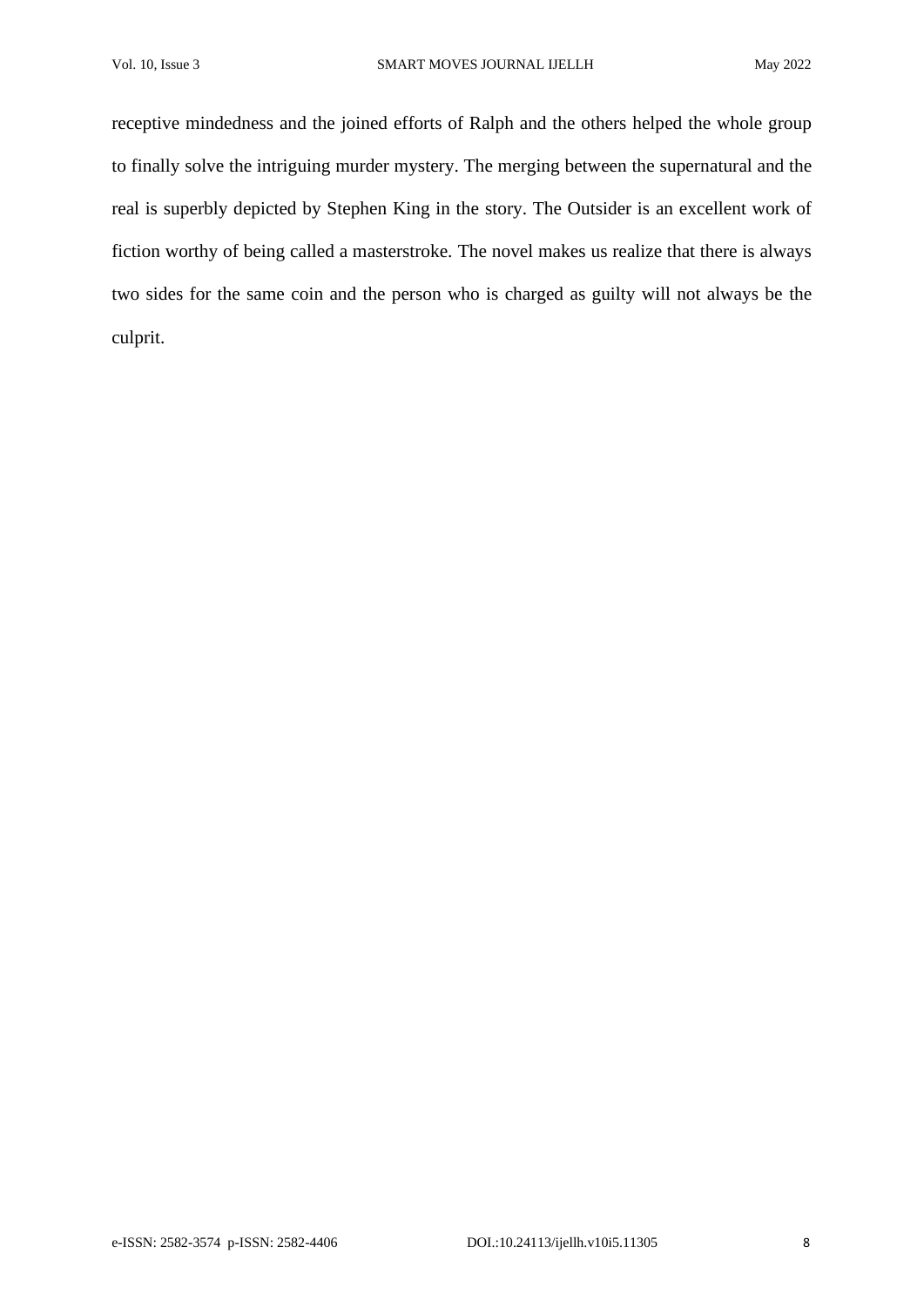receptive mindedness and the joined efforts of Ralph and the others helped the whole group to finally solve the intriguing murder mystery. The merging between the supernatural and the real is superbly depicted by Stephen King in the story. The Outsider is an excellent work of fiction worthy of being called a masterstroke. The novel makes us realize that there is always two sides for the same coin and the person who is charged as guilty will not always be the culprit.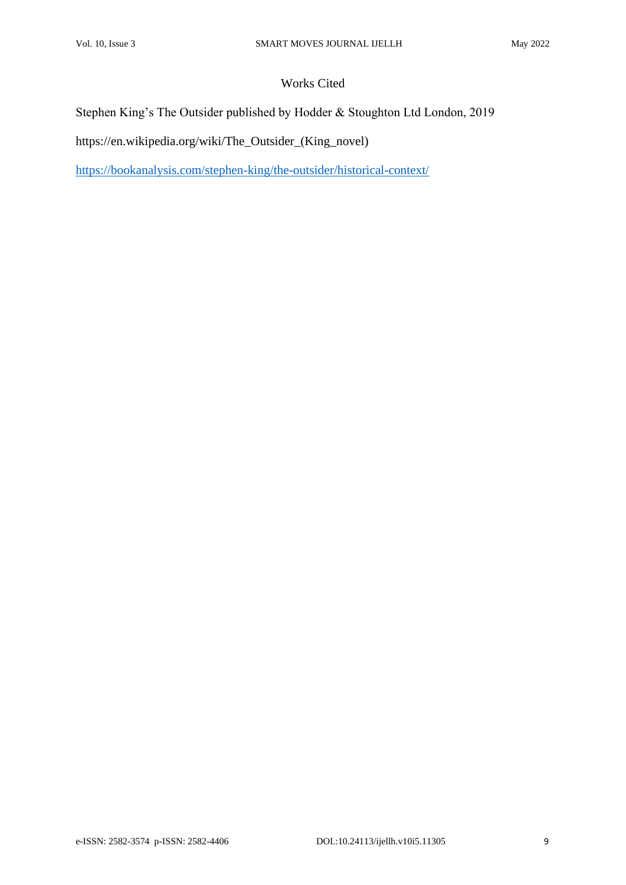## Works Cited

Stephen King's The Outsider published by Hodder & Stoughton Ltd London, 2019

https://en.wikipedia.org/wiki/The_Outsider_(King_novel)

https://bookanalysis.com/stephen-king/the-outsider/historical-context/